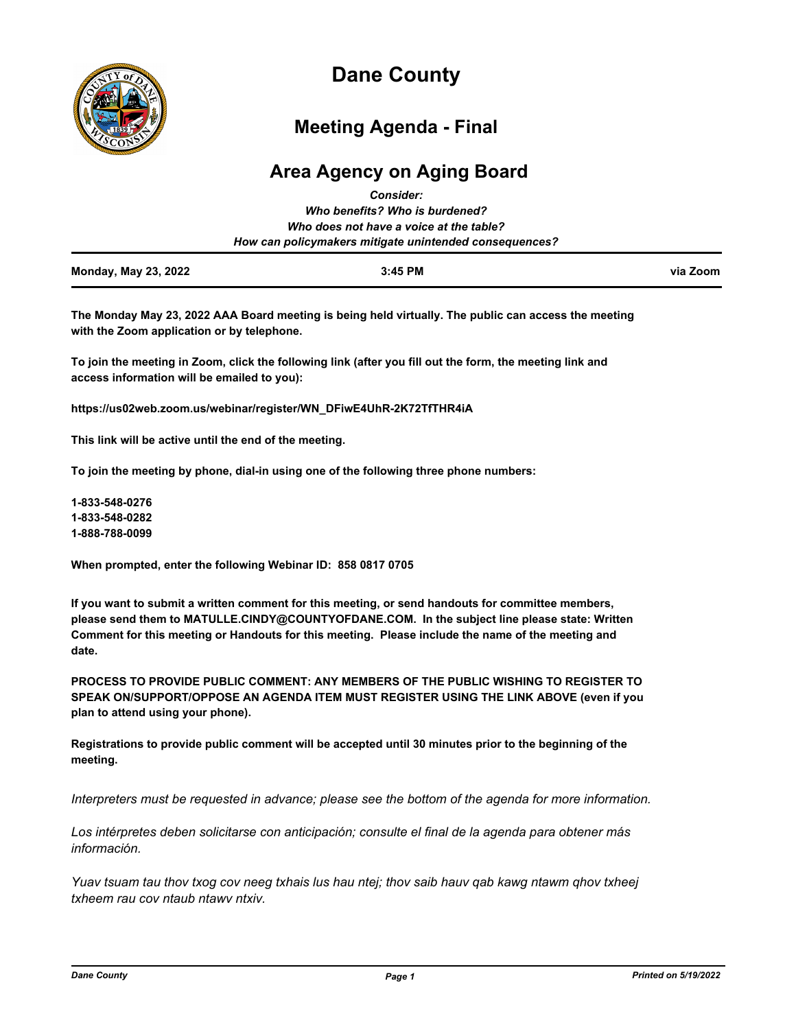# Dane County

## Meeting Agenda - Final

## Area Agency on Aging Board

***Consider:***
***Who benefits? Who is burdened?***
***Who does not have a voice at the table?***
***How can policymakers mitigate unintended consequences?***

| **Monday, May 23, 2022** | **3:45 PM** | **via Zoom** |
|---|---|---|

**The Monday May 23, 2022 AAA Board meeting is being held virtually. The public can access the meeting with the Zoom application or by telephone.**

**To join the meeting in Zoom, click the following link (after you fill out the form, the meeting link and access information will be emailed to you):**

**https://us02web.zoom.us/webinar/register/WN_DFiwE4UhR-2K72TfTHR4iA**

**This link will be active until the end of the meeting.**

**To join the meeting by phone, dial-in using one of the following three phone numbers:**

**1-833-548-0276**
**1-833-548-0282**
**1-888-788-0099**

**When prompted, enter the following Webinar ID: 858 0817 0705**

**If you want to submit a written comment for this meeting, or send handouts for committee members, please send them to MATULLE.CINDY@COUNTYOFDANE.COM. In the subject line please state: Written Comment for this meeting or Handouts for this meeting. Please include the name of the meeting and date.**

**PROCESS TO PROVIDE PUBLIC COMMENT: ANY MEMBERS OF THE PUBLIC WISHING TO REGISTER TO SPEAK ON/SUPPORT/OPPOSE AN AGENDA ITEM MUST REGISTER USING THE LINK ABOVE (even if you plan to attend using your phone).**

**Registrations to provide public comment will be accepted until 30 minutes prior to the beginning of the meeting.**

*Interpreters must be requested in advance; please see the bottom of the agenda for more information.*

*Los intérpretes deben solicitarse con anticipación; consulte el final de la agenda para obtener más información.*

*Yuav tsuam tau thov txog cov neeg txhais lus hau ntej; thov saib hauv qab kawg ntawm qhov txheej txheem rau cov ntaub ntawv ntxiv.*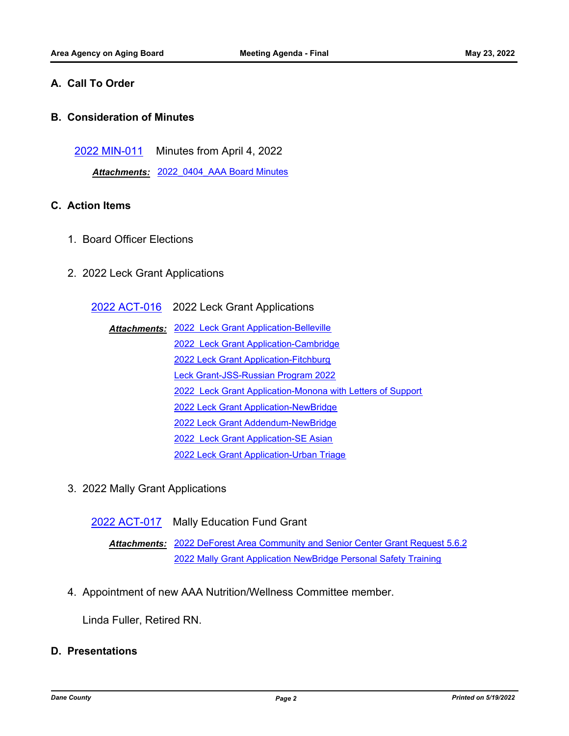## A. Call To Order

## B. Consideration of Minutes

2022 MIN-011 Minutes from April 4, 2022

***Attachments:*** 2022_0404_AAA Board Minutes

## C. Action Items

1. Board Officer Elections

2. 2022 Leck Grant Applications

   2022 ACT-016 2022 Leck Grant Applications

   ***Attachments:*** 2022 Leck Grant Application-Belleville
   2022 Leck Grant Application-Cambridge
   2022 Leck Grant Application-Fitchburg
   Leck Grant-JSS-Russian Program 2022
   2022 Leck Grant Application-Monona with Letters of Support
   2022 Leck Grant Application-NewBridge
   2022 Leck Grant Addendum-NewBridge
   2022 Leck Grant Application-SE Asian
   2022 Leck Grant Application-Urban Triage

3. 2022 Mally Grant Applications

   2022 ACT-017 Mally Education Fund Grant

   ***Attachments:*** 2022 DeForest Area Community and Senior Center Grant Request 5.6.2
   2022 Mally Grant Application NewBridge Personal Safety Training

4. Appointment of new AAA Nutrition/Wellness Committee member.

   Linda Fuller, Retired RN.

## D. Presentations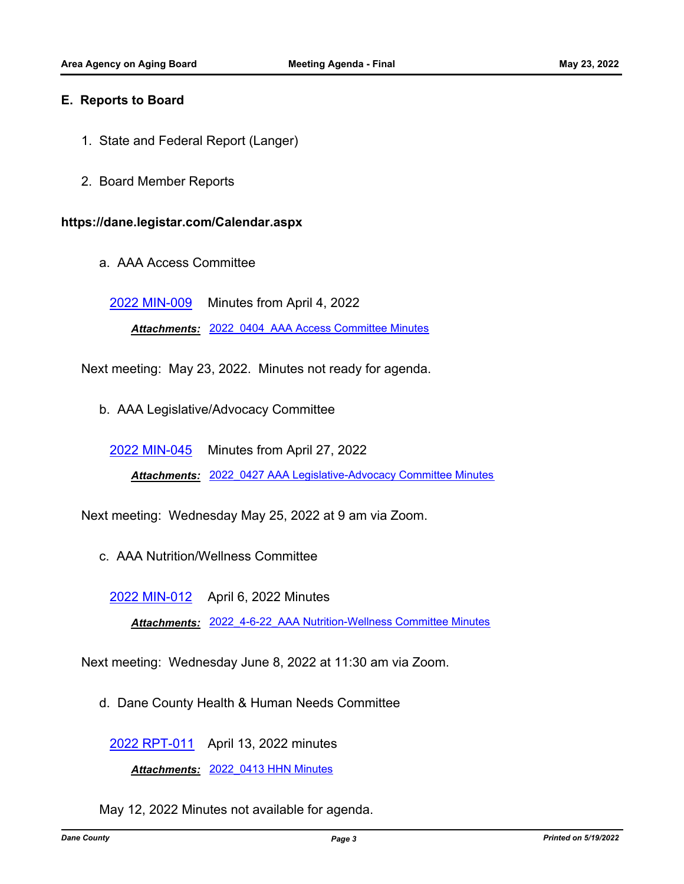## E. Reports to Board

1. State and Federal Report (Langer)

2. Board Member Reports

**https://dane.legistar.com/Calendar.aspx**

a. AAA Access Committee

[2022 MIN-009] Minutes from April 4, 2022

***Attachments:*** 2022_0404_AAA Access Committee Minutes

Next meeting: May 23, 2022. Minutes not ready for agenda.

b. AAA Legislative/Advocacy Committee

[2022 MIN-045] Minutes from April 27, 2022

***Attachments:*** 2022_0427 AAA Legislative-Advocacy Committee Minutes

Next meeting: Wednesday May 25, 2022 at 9 am via Zoom.

c. AAA Nutrition/Wellness Committee

[2022 MIN-012] April 6, 2022 Minutes

***Attachments:*** 2022_4-6-22_AAA Nutrition-Wellness Committee Minutes

Next meeting: Wednesday June 8, 2022 at 11:30 am via Zoom.

d. Dane County Health & Human Needs Committee

[2022 RPT-011] April 13, 2022 minutes

***Attachments:*** 2022_0413 HHN Minutes

May 12, 2022 Minutes not available for agenda.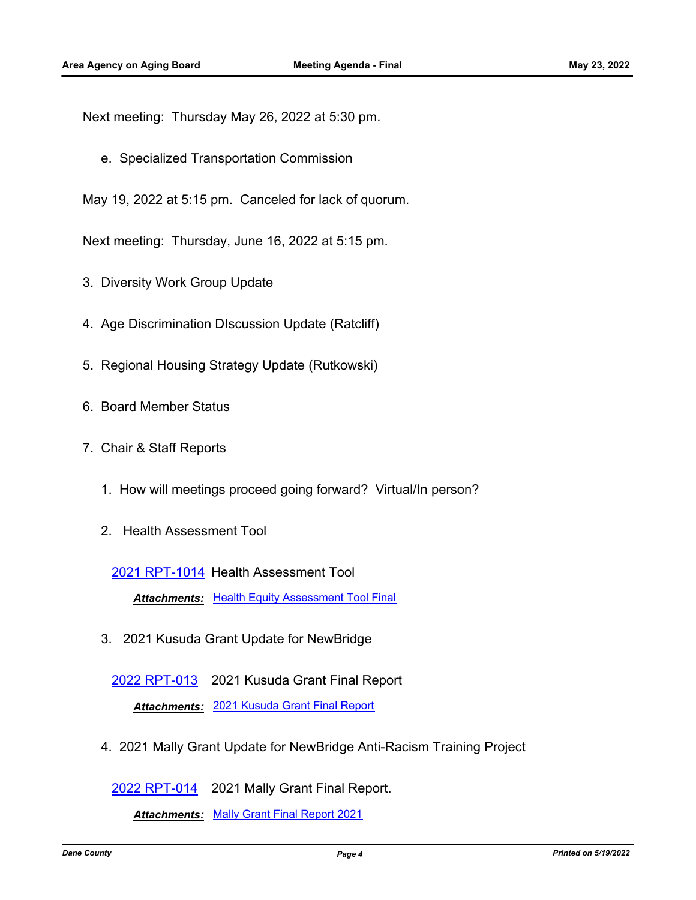Next meeting:  Thursday May 26, 2022 at 5:30 pm.

e. Specialized Transportation Commission

May 19, 2022 at 5:15 pm.  Canceled for lack of quorum.

Next meeting:  Thursday, June 16, 2022 at 5:15 pm.

3. Diversity Work Group Update

4. Age Discrimination DIscussion Update (Ratcliff)

5. Regional Housing Strategy Update (Rutkowski)

6. Board Member Status

7. Chair & Staff Reports

   1. How will meetings proceed going forward?  Virtual/In person?

   2. Health Assessment Tool

      2021 RPT-1014 Health Assessment Tool

      ***Attachments:*** Health Equity Assessment Tool Final

   3. 2021 Kusuda Grant Update for NewBridge

      2022 RPT-013 2021 Kusuda Grant Final Report

      ***Attachments:*** 2021 Kusuda Grant Final Report

   4. 2021 Mally Grant Update for NewBridge Anti-Racism Training Project

      2022 RPT-014 2021 Mally Grant Final Report.

      ***Attachments:*** Mally Grant Final Report 2021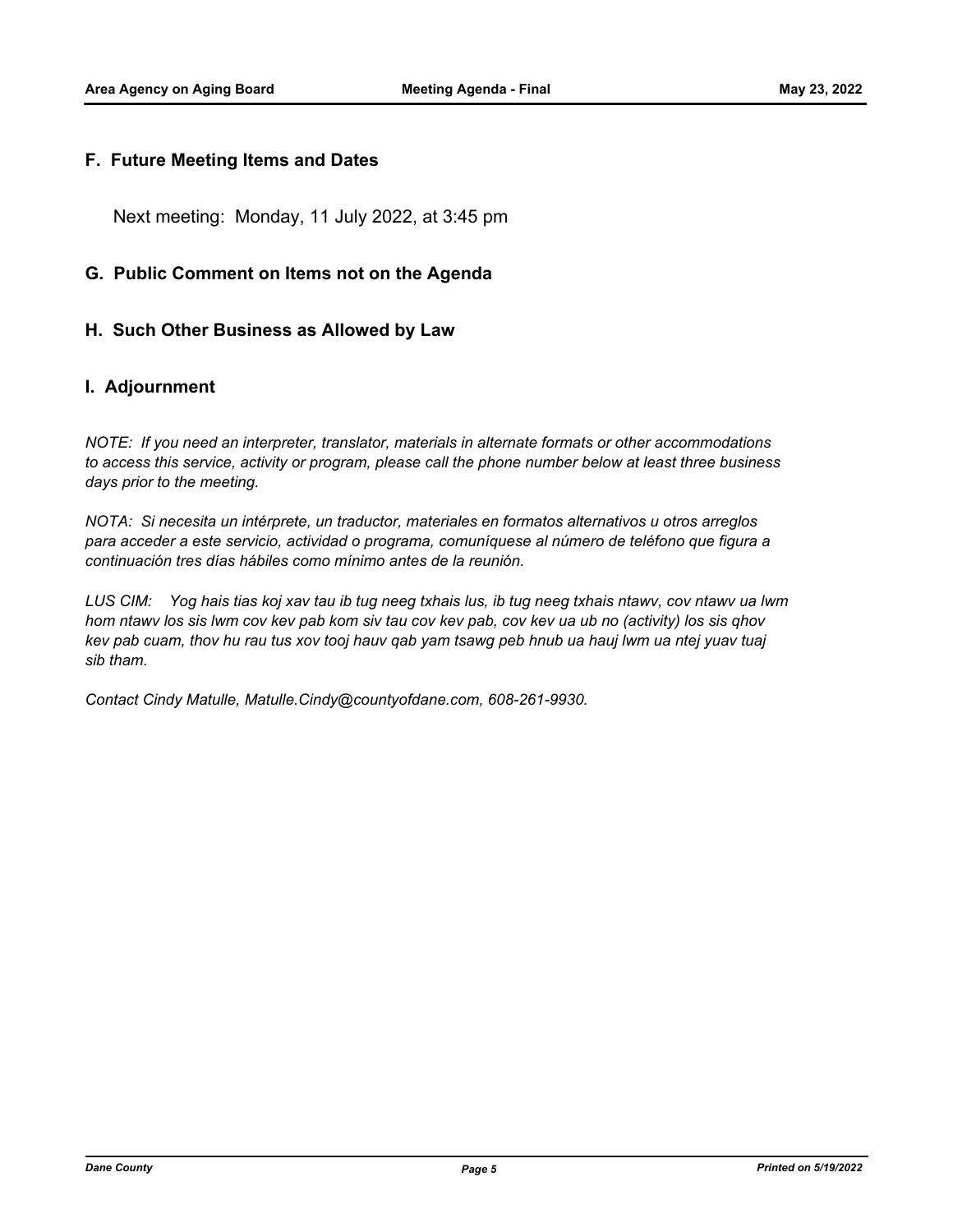## F. Future Meeting Items and Dates

Next meeting: Monday, 11 July 2022, at 3:45 pm

## G. Public Comment on Items not on the Agenda

## H. Such Other Business as Allowed by Law

## I. Adjournment

*NOTE: If you need an interpreter, translator, materials in alternate formats or other accommodations to access this service, activity or program, please call the phone number below at least three business days prior to the meeting.*

*NOTA: Si necesita un intérprete, un traductor, materiales en formatos alternativos u otros arreglos para acceder a este servicio, actividad o programa, comuníquese al número de teléfono que figura a continuación tres días hábiles como mínimo antes de la reunión.*

*LUS CIM: Yog hais tias koj xav tau ib tug neeg txhais lus, ib tug neeg txhais ntawv, cov ntawv ua lwm hom ntawv los sis lwm cov kev pab kom siv tau cov kev pab, cov kev ua ub no (activity) los sis qhov kev pab cuam, thov hu rau tus xov tooj hauv qab yam tsawg peb hnub ua hauj lwm ua ntej yuav tuaj sib tham.*

*Contact Cindy Matulle, Matulle.Cindy@countyofdane.com, 608-261-9930.*